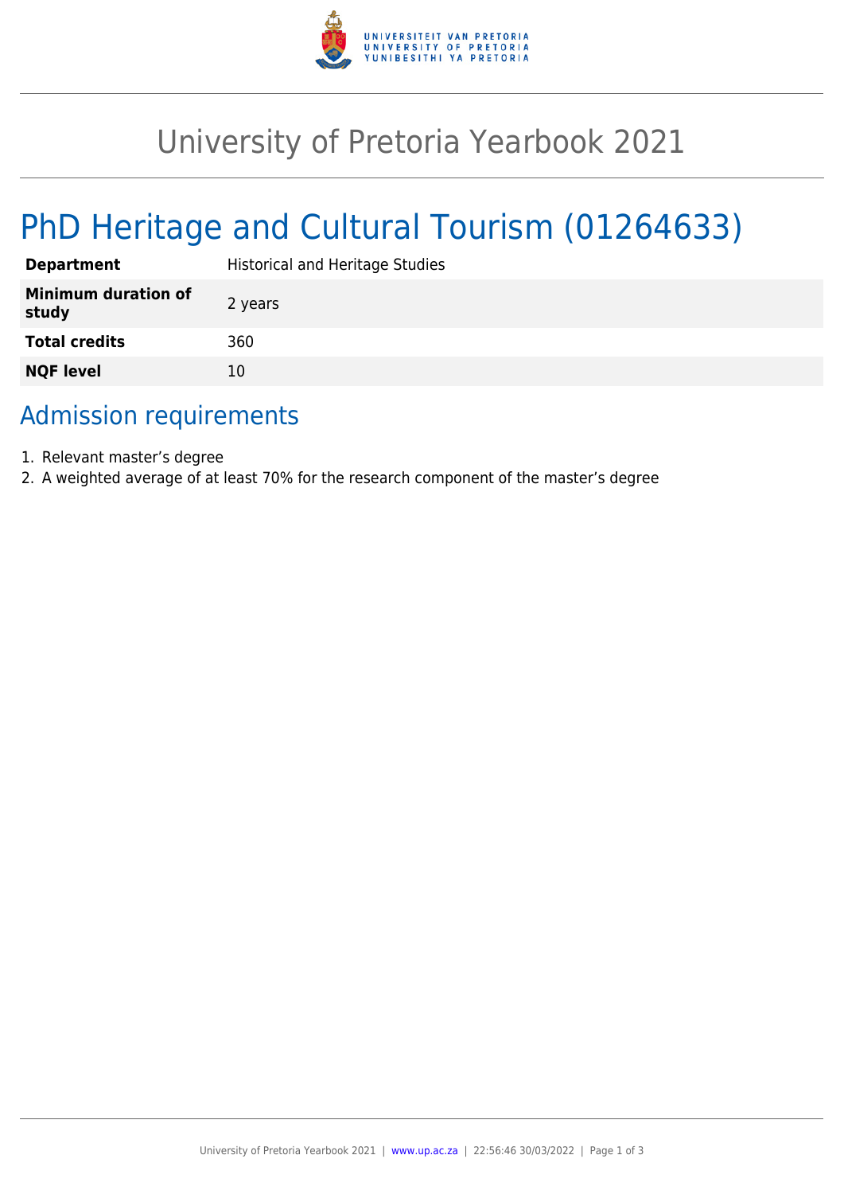# University of Pretoria Yearbook 2021

# PhD Heritage and Cultural Tourism (01264633)

| | |
|---|---|
| **Department** | Historical and Heritage Studies |
| **Minimum duration of study** | 2 years |
| **Total credits** | 360 |
| **NQF level** | 10 |

## Admission requirements

1. Relevant master's degree
2. A weighted average of at least 70% for the research component of the master's degree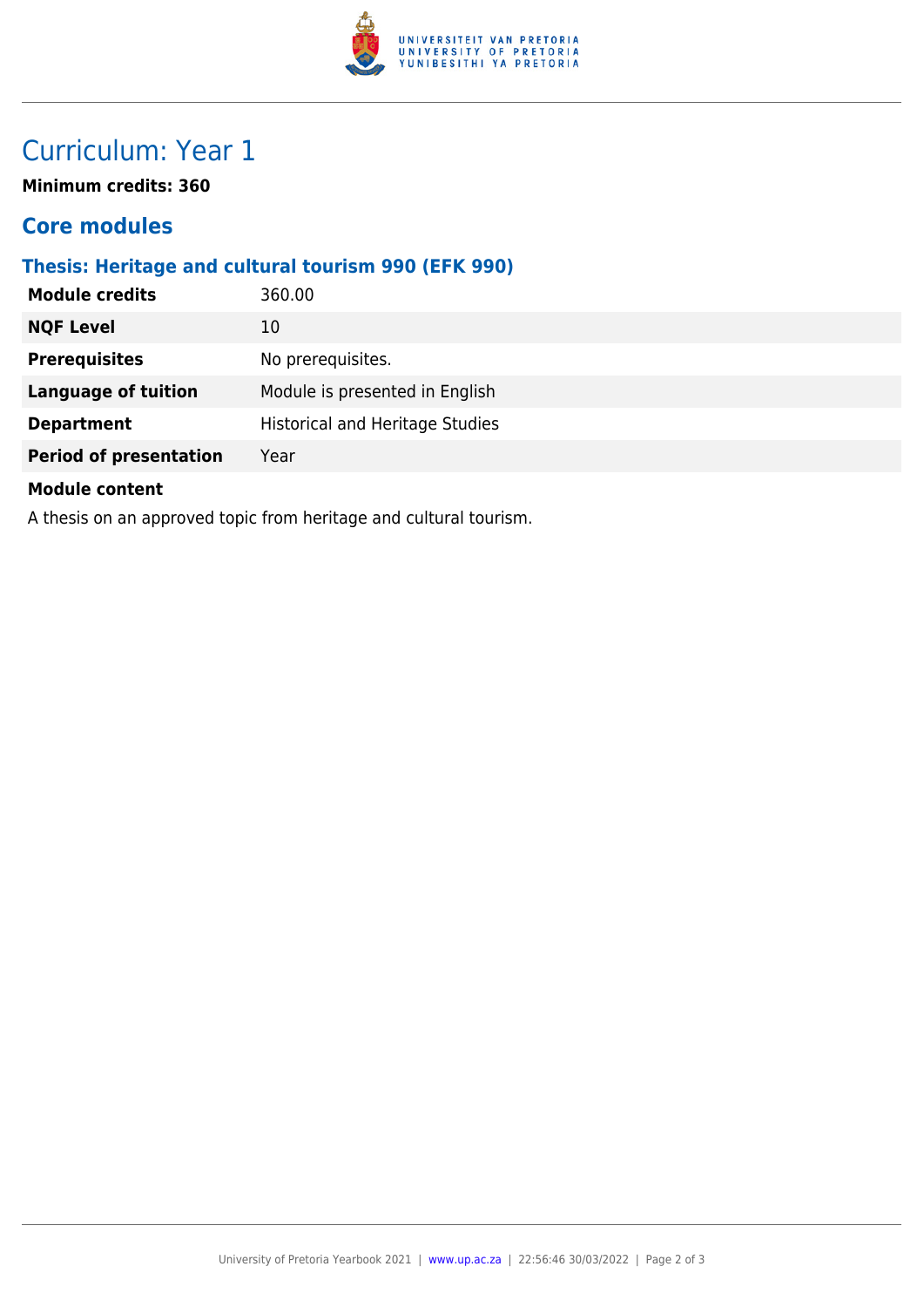# Curriculum: Year 1

**Minimum credits: 360**

## Core modules

### Thesis: Heritage and cultural tourism 990 (EFK 990)

| | |
|---|---|
| **Module credits** | 360.00 |
| **NQF Level** | 10 |
| **Prerequisites** | No prerequisites. |
| **Language of tuition** | Module is presented in English |
| **Department** | Historical and Heritage Studies |
| **Period of presentation** | Year |

**Module content**

A thesis on an approved topic from heritage and cultural tourism.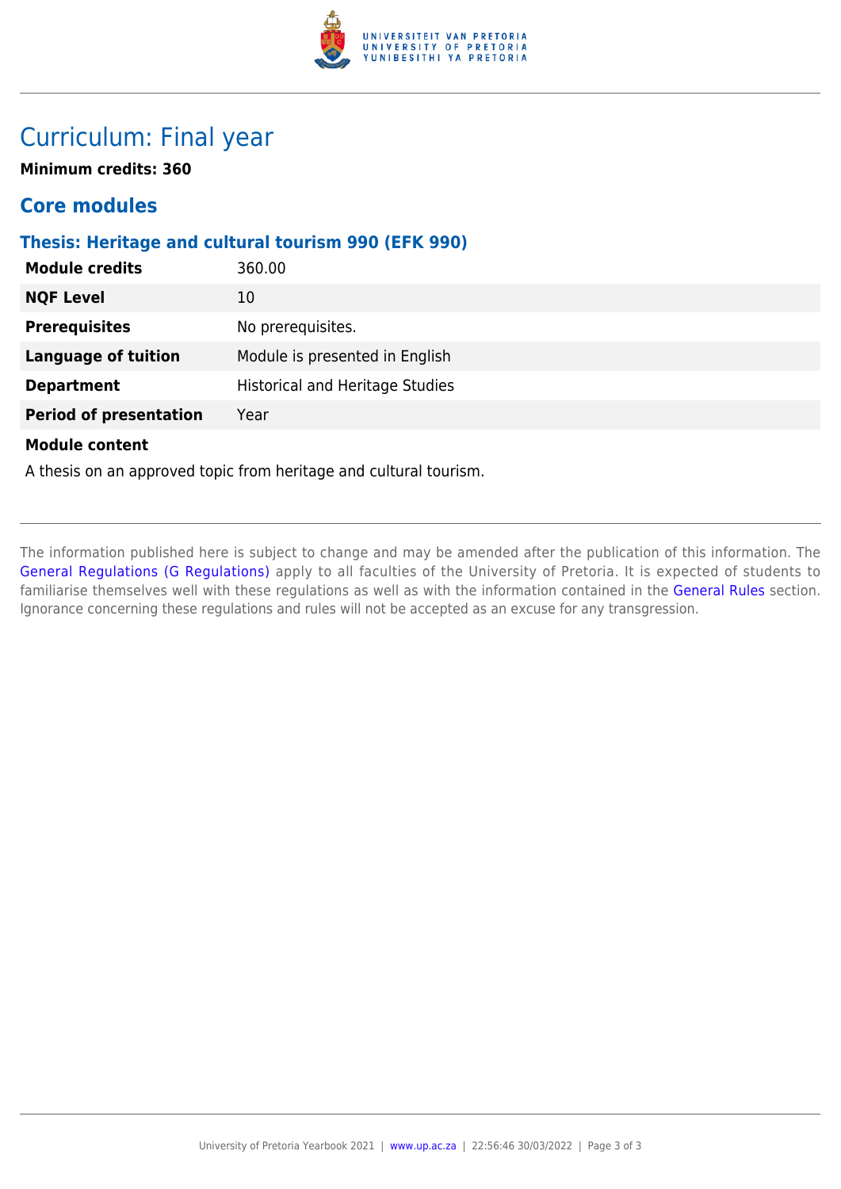# Curriculum: Final year

**Minimum credits: 360**

## Core modules

### Thesis: Heritage and cultural tourism 990 (EFK 990)

| | |
|---|---|
| **Module credits** | 360.00 |
| **NQF Level** | 10 |
| **Prerequisites** | No prerequisites. |
| **Language of tuition** | Module is presented in English |
| **Department** | Historical and Heritage Studies |
| **Period of presentation** | Year |

**Module content**

A thesis on an approved topic from heritage and cultural tourism.

---

The information published here is subject to change and may be amended after the publication of this information. The General Regulations (G Regulations) apply to all faculties of the University of Pretoria. It is expected of students to familiarise themselves well with these regulations as well as with the information contained in the General Rules section. Ignorance concerning these regulations and rules will not be accepted as an excuse for any transgression.